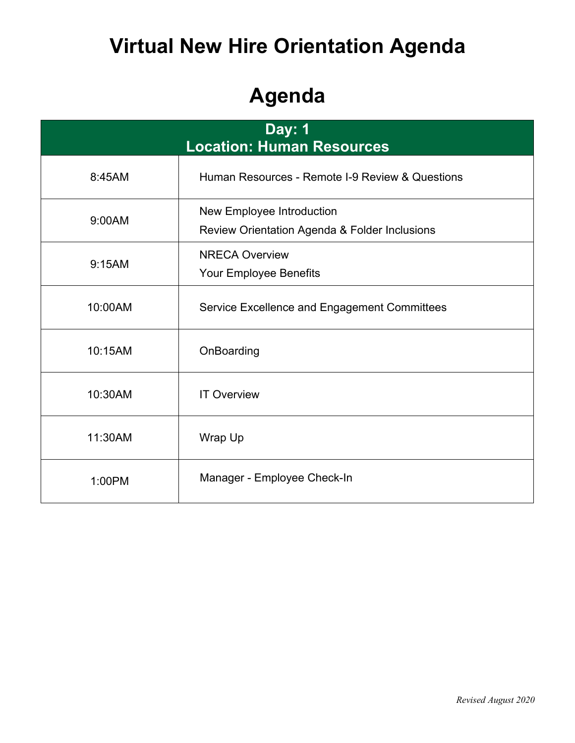# Virtual New Hire Orientation Agenda

# Agenda

| Day: 1<br>Location: Human Resources | |
|---|---|
| 8:45AM | Human Resources - Remote I-9 Review & Questions |
| 9:00AM | New Employee Introduction<br>Review Orientation Agenda & Folder Inclusions |
| 9:15AM | NRECA Overview<br>Your Employee Benefits |
| 10:00AM | Service Excellence and Engagement Committees |
| 10:15AM | OnBoarding |
| 10:30AM | IT Overview |
| 11:30AM | Wrap Up |
| 1:00PM | Manager - Employee Check-In |

*Revised August 2020*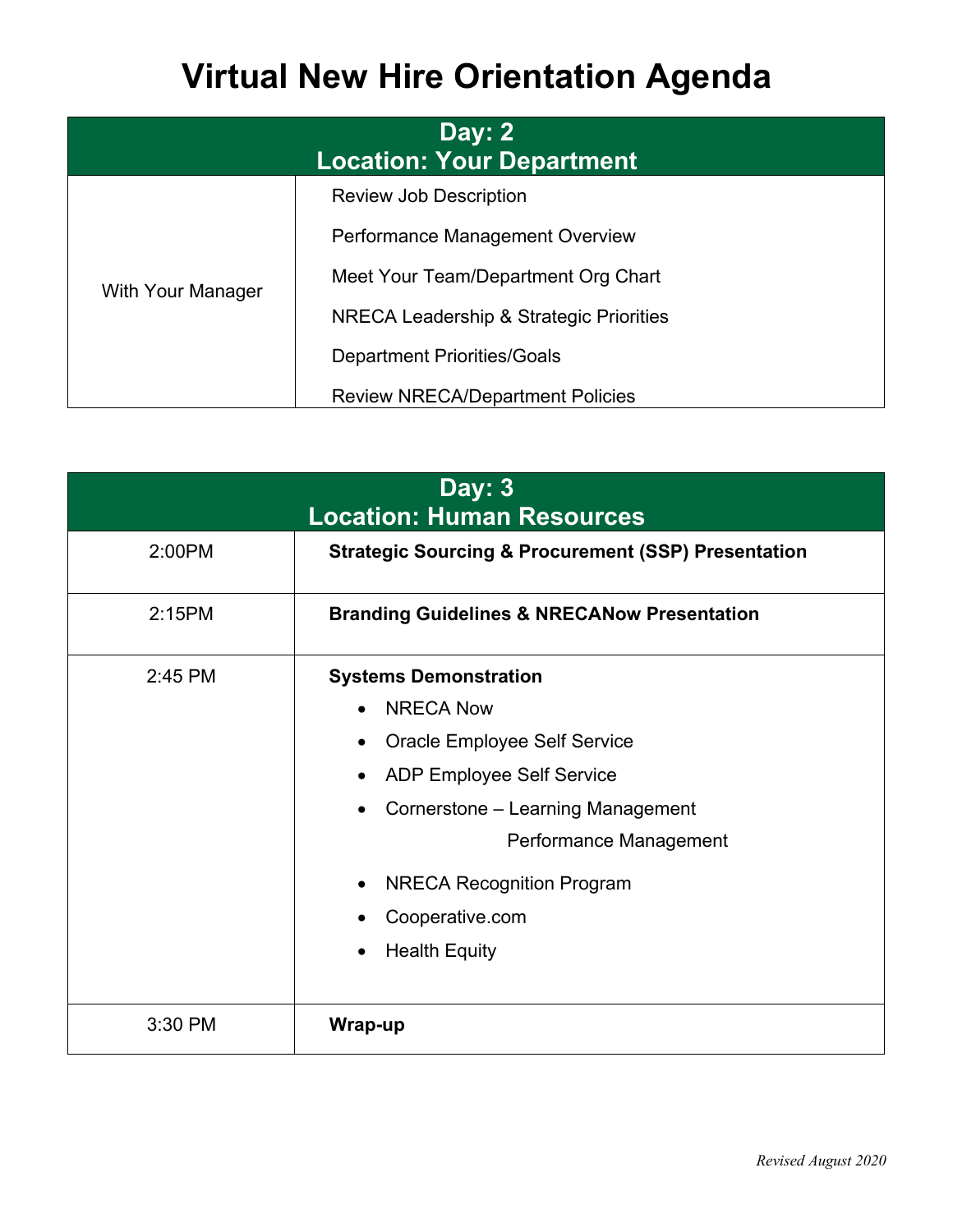# Virtual New Hire Orientation Agenda

| Day: 2<br>Location: Your Department | |
|---|---|
| With Your Manager | Review Job Description<br>Performance Management Overview<br>Meet Your Team/Department Org Chart<br>NRECA Leadership & Strategic Priorities<br>Department Priorities/Goals<br>Review NRECA/Department Policies |

| Day: 3<br>Location: Human Resources | |
|---|---|
| 2:00PM | **Strategic Sourcing & Procurement (SSP) Presentation** |
| 2:15PM | **Branding Guidelines & NRECANow Presentation** |
| 2:45 PM | **Systems Demonstration**<br>• NRECA Now<br>• Oracle Employee Self Service<br>• ADP Employee Self Service<br>• Cornerstone – Learning Management<br>Performance Management<br>• NRECA Recognition Program<br>• Cooperative.com<br>• Health Equity |
| 3:30 PM | **Wrap-up** |

*Revised August 2020*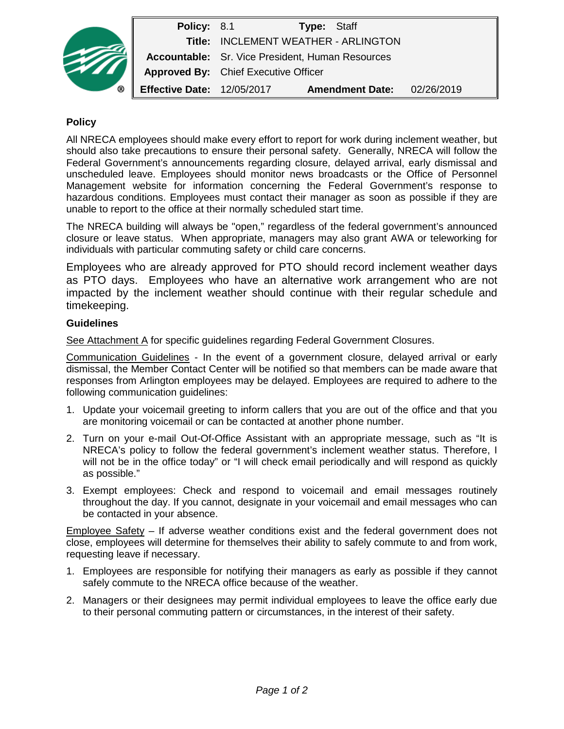| **Policy:** | 8.1 | **Type:** | Staff |
|---|---|---|---|
| **Title:** | INCLEMENT WEATHER - ARLINGTON | | |
| **Accountable:** | Sr. Vice President, Human Resources | | |
| **Approved By:** | Chief Executive Officer | | |
| **Effective Date:** | 12/05/2017 | **Amendment Date:** | 02/26/2019 |

## Policy

All NRECA employees should make every effort to report for work during inclement weather, but should also take precautions to ensure their personal safety. Generally, NRECA will follow the Federal Government's announcements regarding closure, delayed arrival, early dismissal and unscheduled leave. Employees should monitor news broadcasts or the Office of Personnel Management website for information concerning the Federal Government's response to hazardous conditions. Employees must contact their manager as soon as possible if they are unable to report to the office at their normally scheduled start time.

The NRECA building will always be "open," regardless of the federal government's announced closure or leave status. When appropriate, managers may also grant AWA or teleworking for individuals with particular commuting safety or child care concerns.

Employees who are already approved for PTO should record inclement weather days as PTO days. Employees who have an alternative work arrangement who are not impacted by the inclement weather should continue with their regular schedule and timekeeping.

## Guidelines

See Attachment A for specific guidelines regarding Federal Government Closures.

Communication Guidelines - In the event of a government closure, delayed arrival or early dismissal, the Member Contact Center will be notified so that members can be made aware that responses from Arlington employees may be delayed. Employees are required to adhere to the following communication guidelines:

1. Update your voicemail greeting to inform callers that you are out of the office and that you are monitoring voicemail or can be contacted at another phone number.
2. Turn on your e-mail Out-Of-Office Assistant with an appropriate message, such as "It is NRECA's policy to follow the federal government's inclement weather status. Therefore, I will not be in the office today" or "I will check email periodically and will respond as quickly as possible."
3. Exempt employees: Check and respond to voicemail and email messages routinely throughout the day. If you cannot, designate in your voicemail and email messages who can be contacted in your absence.

Employee Safety – If adverse weather conditions exist and the federal government does not close, employees will determine for themselves their ability to safely commute to and from work, requesting leave if necessary.

1. Employees are responsible for notifying their managers as early as possible if they cannot safely commute to the NRECA office because of the weather.
2. Managers or their designees may permit individual employees to leave the office early due to their personal commuting pattern or circumstances, in the interest of their safety.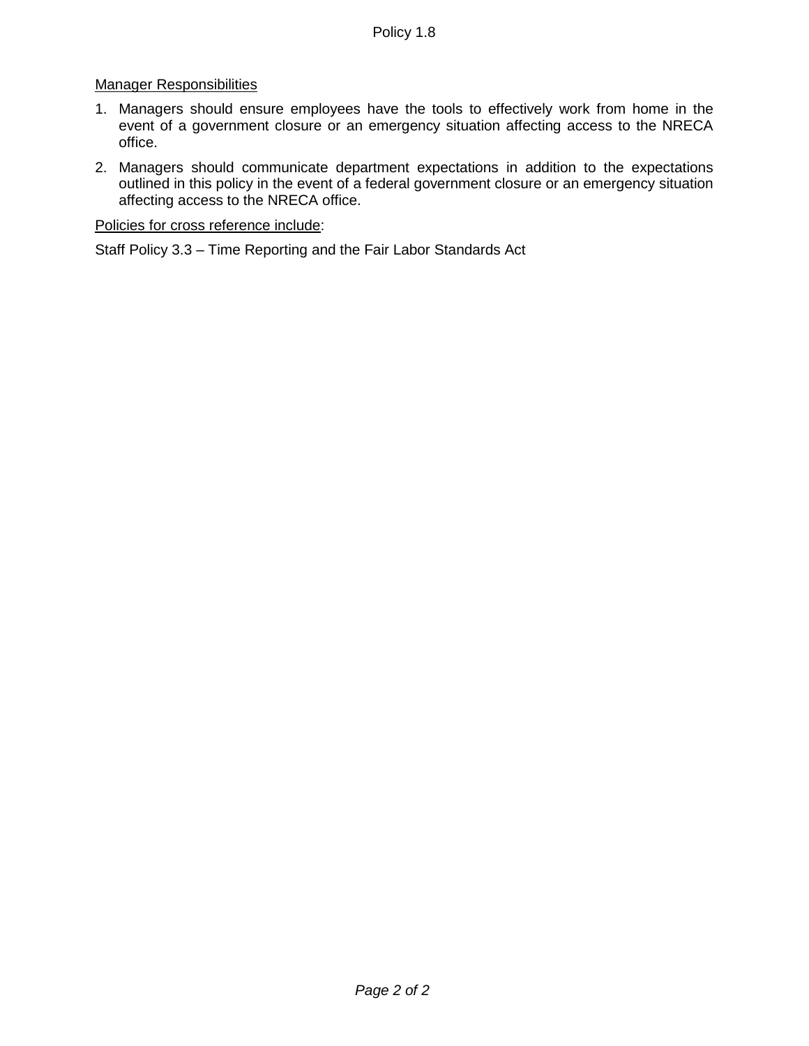Manager Responsibilities

1. Managers should ensure employees have the tools to effectively work from home in the event of a government closure or an emergency situation affecting access to the NRECA office.
2. Managers should communicate department expectations in addition to the expectations outlined in this policy in the event of a federal government closure or an emergency situation affecting access to the NRECA office.

Policies for cross reference include:

Staff Policy 3.3 – Time Reporting and the Fair Labor Standards Act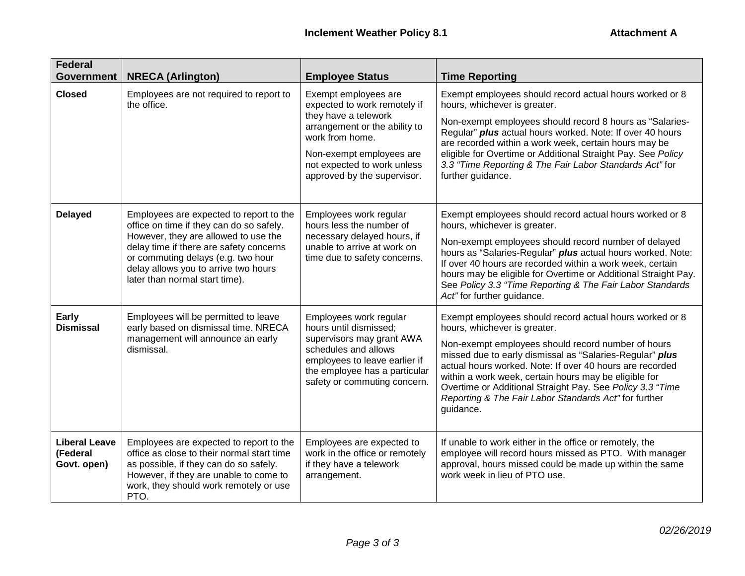**Inclement Weather Policy 8.1** **Attachment A**

| Federal Government | NRECA (Arlington) | Employee Status | Time Reporting |
|---|---|---|---|
| **Closed** | Employees are not required to report to the office. | Exempt employees are expected to work remotely if they have a telework arrangement or the ability to work from home.<br><br>Non-exempt employees are not expected to work unless approved by the supervisor. | Exempt employees should record actual hours worked or 8 hours, whichever is greater.<br><br>Non-exempt employees should record 8 hours as "Salaries-Regular" ***plus*** actual hours worked. Note: If over 40 hours are recorded within a work week, certain hours may be eligible for Overtime or Additional Straight Pay. See *Policy 3.3 "Time Reporting & The Fair Labor Standards Act"* for further guidance. |
| **Delayed** | Employees are expected to report to the office on time if they can do so safely. However, they are allowed to use the delay time if there are safety concerns or commuting delays (e.g. two hour delay allows you to arrive two hours later than normal start time). | Employees work regular hours less the number of necessary delayed hours, if unable to arrive at work on time due to safety concerns. | Exempt employees should record actual hours worked or 8 hours, whichever is greater.<br><br>Non-exempt employees should record number of delayed hours as "Salaries-Regular" ***plus*** actual hours worked. Note: If over 40 hours are recorded within a work week, certain hours may be eligible for Overtime or Additional Straight Pay. See *Policy 3.3 "Time Reporting & The Fair Labor Standards Act"* for further guidance. |
| **Early Dismissal** | Employees will be permitted to leave early based on dismissal time. NRECA management will announce an early dismissal. | Employees work regular hours until dismissed; supervisors may grant AWA schedules and allows employees to leave earlier if the employee has a particular safety or commuting concern. | Exempt employees should record actual hours worked or 8 hours, whichever is greater.<br><br>Non-exempt employees should record number of hours missed due to early dismissal as "Salaries-Regular" ***plus*** actual hours worked. Note: If over 40 hours are recorded within a work week, certain hours may be eligible for Overtime or Additional Straight Pay. See *Policy 3.3 "Time Reporting & The Fair Labor Standards Act"* for further guidance. |
| **Liberal Leave (Federal Govt. open)** | Employees are expected to report to the office as close to their normal start time as possible, if they can do so safely. However, if they are unable to come to work, they should work remotely or use PTO. | Employees are expected to work in the office or remotely if they have a telework arrangement. | If unable to work either in the office or remotely, the employee will record hours missed as PTO. With manager approval, hours missed could be made up within the same work week in lieu of PTO use. |

*02/26/2019*